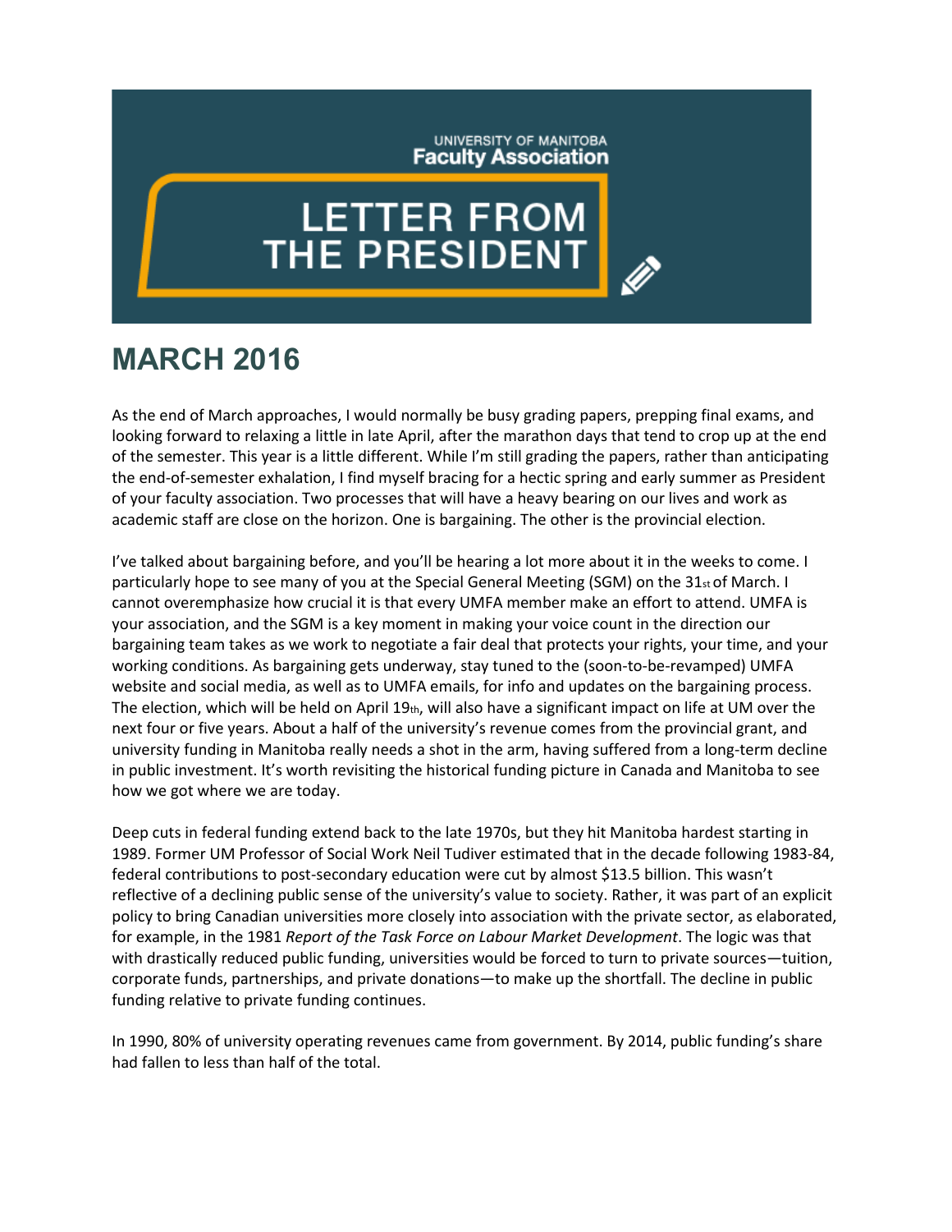UNIVERSITY OF MANITOBA
**Faculty Association**

# LETTER FROM THE PRESIDENT

## MARCH 2016

As the end of March approaches, I would normally be busy grading papers, prepping final exams, and looking forward to relaxing a little in late April, after the marathon days that tend to crop up at the end of the semester. This year is a little different. While I'm still grading the papers, rather than anticipating the end-of-semester exhalation, I find myself bracing for a hectic spring and early summer as President of your faculty association. Two processes that will have a heavy bearing on our lives and work as academic staff are close on the horizon. One is bargaining. The other is the provincial election.

I've talked about bargaining before, and you'll be hearing a lot more about it in the weeks to come. I particularly hope to see many of you at the Special General Meeting (SGM) on the 31st of March. I cannot overemphasize how crucial it is that every UMFA member make an effort to attend. UMFA is your association, and the SGM is a key moment in making your voice count in the direction our bargaining team takes as we work to negotiate a fair deal that protects your rights, your time, and your working conditions. As bargaining gets underway, stay tuned to the (soon-to-be-revamped) UMFA website and social media, as well as to UMFA emails, for info and updates on the bargaining process. The election, which will be held on April 19th, will also have a significant impact on life at UM over the next four or five years. About a half of the university's revenue comes from the provincial grant, and university funding in Manitoba really needs a shot in the arm, having suffered from a long-term decline in public investment. It's worth revisiting the historical funding picture in Canada and Manitoba to see how we got where we are today.

Deep cuts in federal funding extend back to the late 1970s, but they hit Manitoba hardest starting in 1989. Former UM Professor of Social Work Neil Tudiver estimated that in the decade following 1983-84, federal contributions to post-secondary education were cut by almost $13.5 billion. This wasn't reflective of a declining public sense of the university's value to society. Rather, it was part of an explicit policy to bring Canadian universities more closely into association with the private sector, as elaborated, for example, in the 1981 *Report of the Task Force on Labour Market Development*. The logic was that with drastically reduced public funding, universities would be forced to turn to private sources—tuition, corporate funds, partnerships, and private donations—to make up the shortfall. The decline in public funding relative to private funding continues.

In 1990, 80% of university operating revenues came from government. By 2014, public funding's share had fallen to less than half of the total.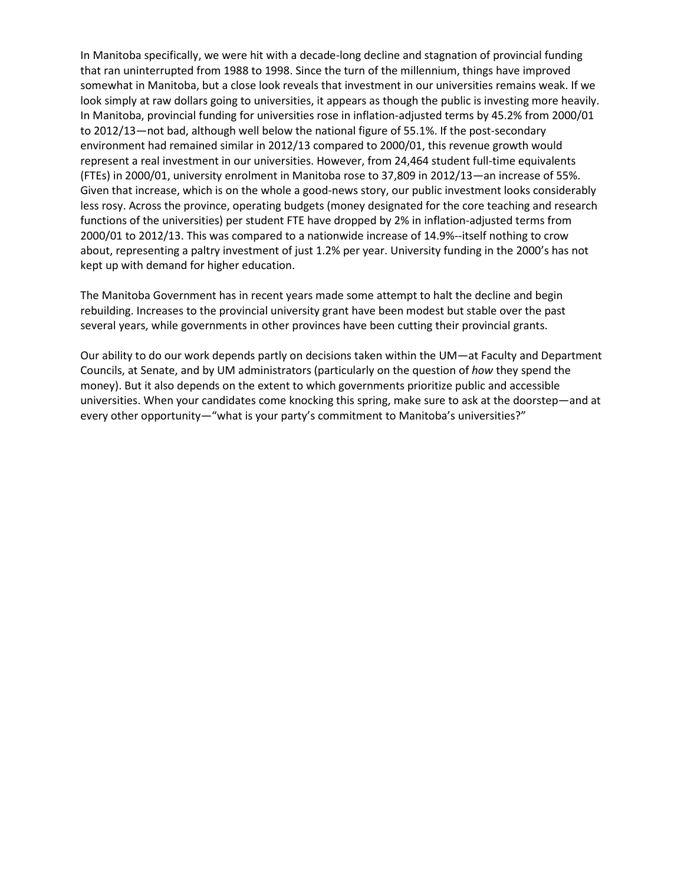In Manitoba specifically, we were hit with a decade-long decline and stagnation of provincial funding that ran uninterrupted from 1988 to 1998. Since the turn of the millennium, things have improved somewhat in Manitoba, but a close look reveals that investment in our universities remains weak. If we look simply at raw dollars going to universities, it appears as though the public is investing more heavily. In Manitoba, provincial funding for universities rose in inflation-adjusted terms by 45.2% from 2000/01 to 2012/13—not bad, although well below the national figure of 55.1%. If the post-secondary environment had remained similar in 2012/13 compared to 2000/01, this revenue growth would represent a real investment in our universities. However, from 24,464 student full-time equivalents (FTEs) in 2000/01, university enrolment in Manitoba rose to 37,809 in 2012/13—an increase of 55%. Given that increase, which is on the whole a good-news story, our public investment looks considerably less rosy. Across the province, operating budgets (money designated for the core teaching and research functions of the universities) per student FTE have dropped by 2% in inflation-adjusted terms from 2000/01 to 2012/13. This was compared to a nationwide increase of 14.9%--itself nothing to crow about, representing a paltry investment of just 1.2% per year. University funding in the 2000's has not kept up with demand for higher education.

The Manitoba Government has in recent years made some attempt to halt the decline and begin rebuilding. Increases to the provincial university grant have been modest but stable over the past several years, while governments in other provinces have been cutting their provincial grants.

Our ability to do our work depends partly on decisions taken within the UM—at Faculty and Department Councils, at Senate, and by UM administrators (particularly on the question of *how* they spend the money). But it also depends on the extent to which governments prioritize public and accessible universities. When your candidates come knocking this spring, make sure to ask at the doorstep—and at every other opportunity—"what is your party's commitment to Manitoba's universities?"